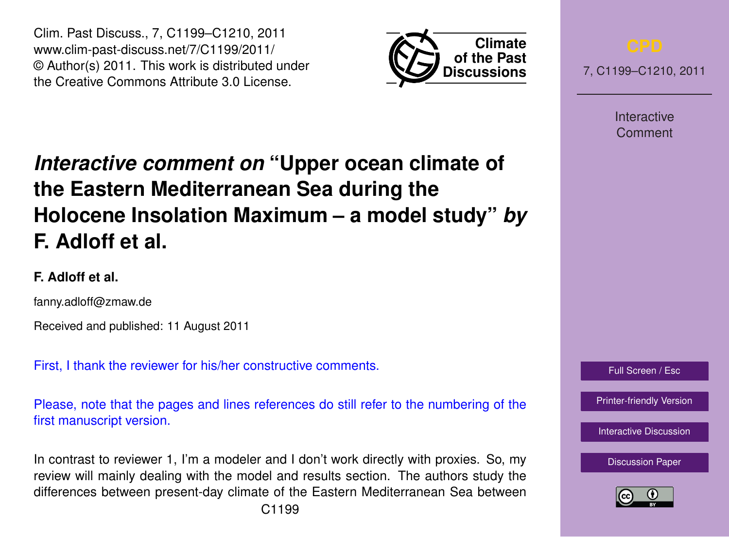# *Interactive comment on* "Upper ocean climate of the Eastern Mediterranean Sea during the Holocene Insolation Maximum – a model study" *by* F. Adloff et al.

**F. Adloff et al.**

fanny.adloff@zmaw.de

Received and published: 11 August 2011

First, I thank the reviewer for his/her constructive comments.

Please, note that the pages and lines references do still refer to the numbering of the first manuscript version.

In contrast to reviewer 1, I'm a modeler and I don't work directly with proxies. So, my review will mainly dealing with the model and results section. The authors study the differences between present-day climate of the Eastern Mediterranean Sea between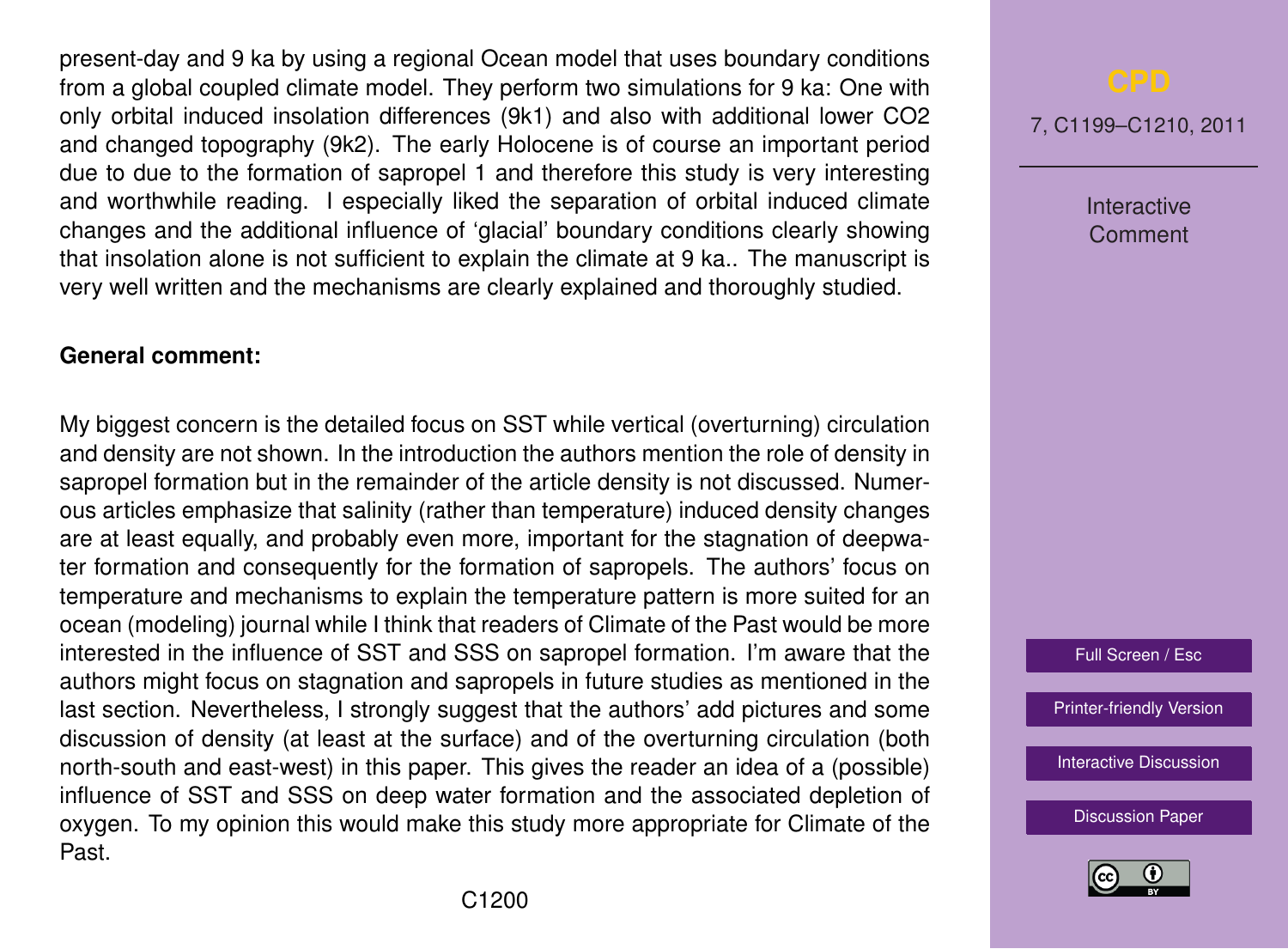present-day and 9 ka by using a regional Ocean model that uses boundary conditions from a global coupled climate model. They perform two simulations for 9 ka: One with only orbital induced insolation differences (9k1) and also with additional lower CO2 and changed topography (9k2). The early Holocene is of course an important period due to due to the formation of sapropel 1 and therefore this study is very interesting and worthwhile reading. I especially liked the separation of orbital induced climate changes and the additional influence of 'glacial' boundary conditions clearly showing that insolation alone is not sufficient to explain the climate at 9 ka.. The manuscript is very well written and the mechanisms are clearly explained and thoroughly studied.

**General comment:**

My biggest concern is the detailed focus on SST while vertical (overturning) circulation and density are not shown. In the introduction the authors mention the role of density in sapropel formation but in the remainder of the article density is not discussed. Numerous articles emphasize that salinity (rather than temperature) induced density changes are at least equally, and probably even more, important for the stagnation of deepwater formation and consequently for the formation of sapropels. The authors' focus on temperature and mechanisms to explain the temperature pattern is more suited for an ocean (modeling) journal while I think that readers of Climate of the Past would be more interested in the influence of SST and SSS on sapropel formation. I'm aware that the authors might focus on stagnation and sapropels in future studies as mentioned in the last section. Nevertheless, I strongly suggest that the authors' add pictures and some discussion of density (at least at the surface) and of the overturning circulation (both north-south and east-west) in this paper. This gives the reader an idea of a (possible) influence of SST and SSS on deep water formation and the associated depletion of oxygen. To my opinion this would make this study more appropriate for Climate of the Past.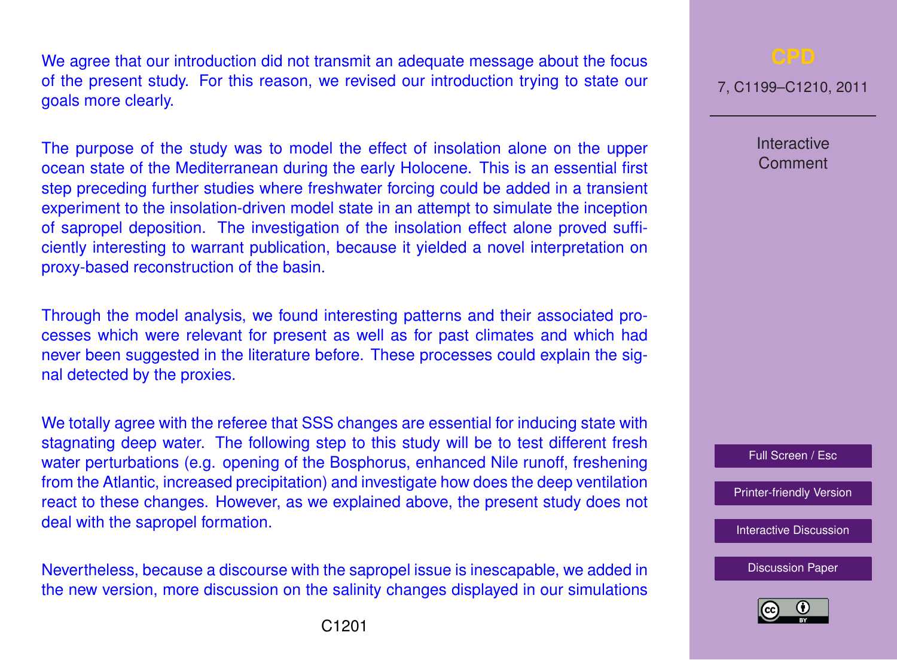We agree that our introduction did not transmit an adequate message about the focus of the present study. For this reason, we revised our introduction trying to state our goals more clearly.

The purpose of the study was to model the effect of insolation alone on the upper ocean state of the Mediterranean during the early Holocene. This is an essential first step preceding further studies where freshwater forcing could be added in a transient experiment to the insolation-driven model state in an attempt to simulate the inception of sapropel deposition. The investigation of the insolation effect alone proved sufficiently interesting to warrant publication, because it yielded a novel interpretation on proxy-based reconstruction of the basin.

Through the model analysis, we found interesting patterns and their associated processes which were relevant for present as well as for past climates and which had never been suggested in the literature before. These processes could explain the signal detected by the proxies.

We totally agree with the referee that SSS changes are essential for inducing state with stagnating deep water. The following step to this study will be to test different fresh water perturbations (e.g. opening of the Bosphorus, enhanced Nile runoff, freshening from the Atlantic, increased precipitation) and investigate how does the deep ventilation react to these changes. However, as we explained above, the present study does not deal with the sapropel formation.

Nevertheless, because a discourse with the sapropel issue is inescapable, we added in the new version, more discussion on the salinity changes displayed in our simulations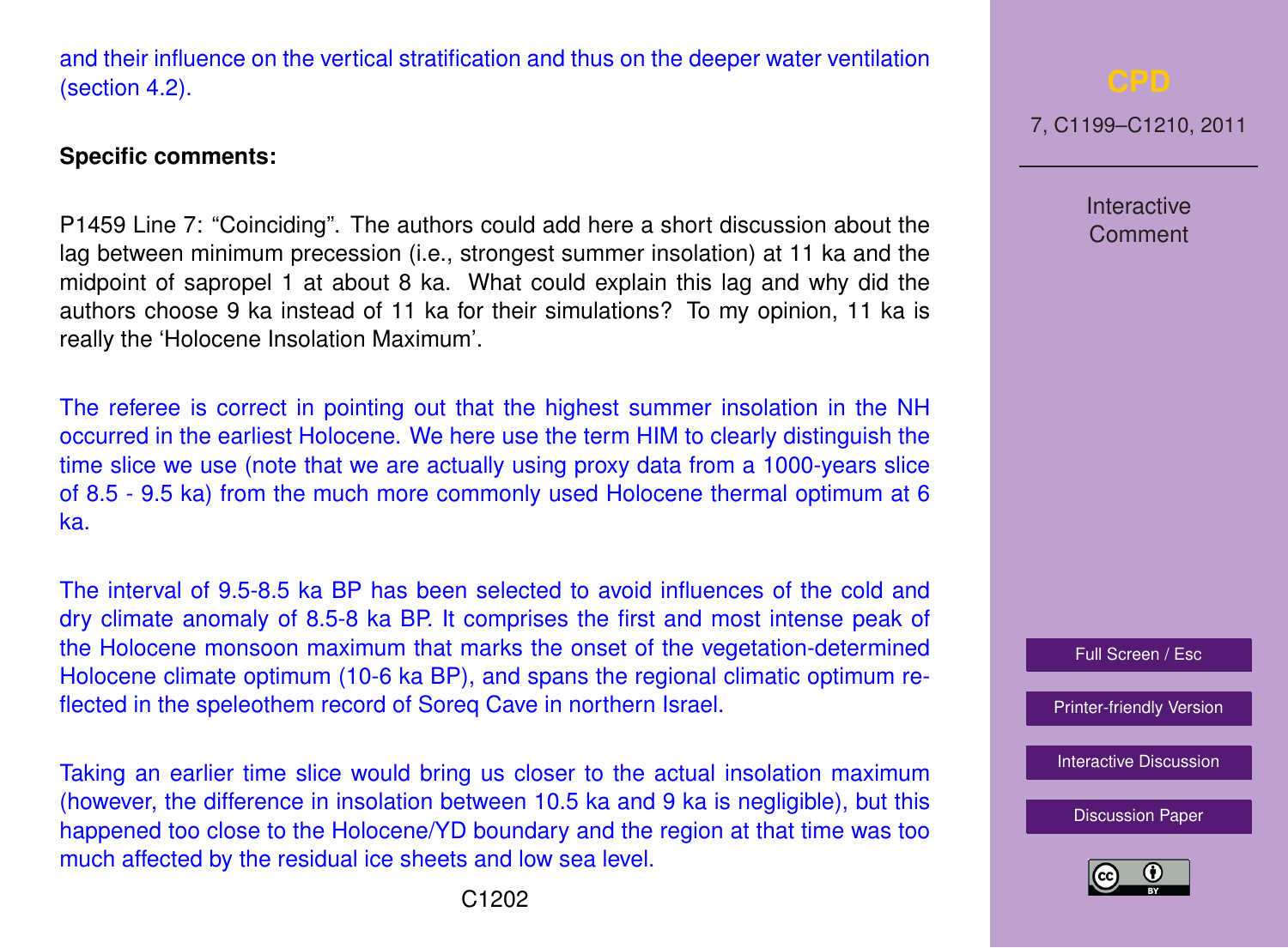and their influence on the vertical stratification and thus on the deeper water ventilation (section 4.2).

**Specific comments:**

P1459 Line 7: "Coinciding". The authors could add here a short discussion about the lag between minimum precession (i.e., strongest summer insolation) at 11 ka and the midpoint of sapropel 1 at about 8 ka. What could explain this lag and why did the authors choose 9 ka instead of 11 ka for their simulations? To my opinion, 11 ka is really the 'Holocene Insolation Maximum'.

The referee is correct in pointing out that the highest summer insolation in the NH occurred in the earliest Holocene. We here use the term HIM to clearly distinguish the time slice we use (note that we are actually using proxy data from a 1000-years slice of 8.5 - 9.5 ka) from the much more commonly used Holocene thermal optimum at 6 ka.

The interval of 9.5-8.5 ka BP has been selected to avoid influences of the cold and dry climate anomaly of 8.5-8 ka BP. It comprises the first and most intense peak of the Holocene monsoon maximum that marks the onset of the vegetation-determined Holocene climate optimum (10-6 ka BP), and spans the regional climatic optimum reflected in the speleothem record of Soreq Cave in northern Israel.

Taking an earlier time slice would bring us closer to the actual insolation maximum (however, the difference in insolation between 10.5 ka and 9 ka is negligible), but this happened too close to the Holocene/YD boundary and the region at that time was too much affected by the residual ice sheets and low sea level.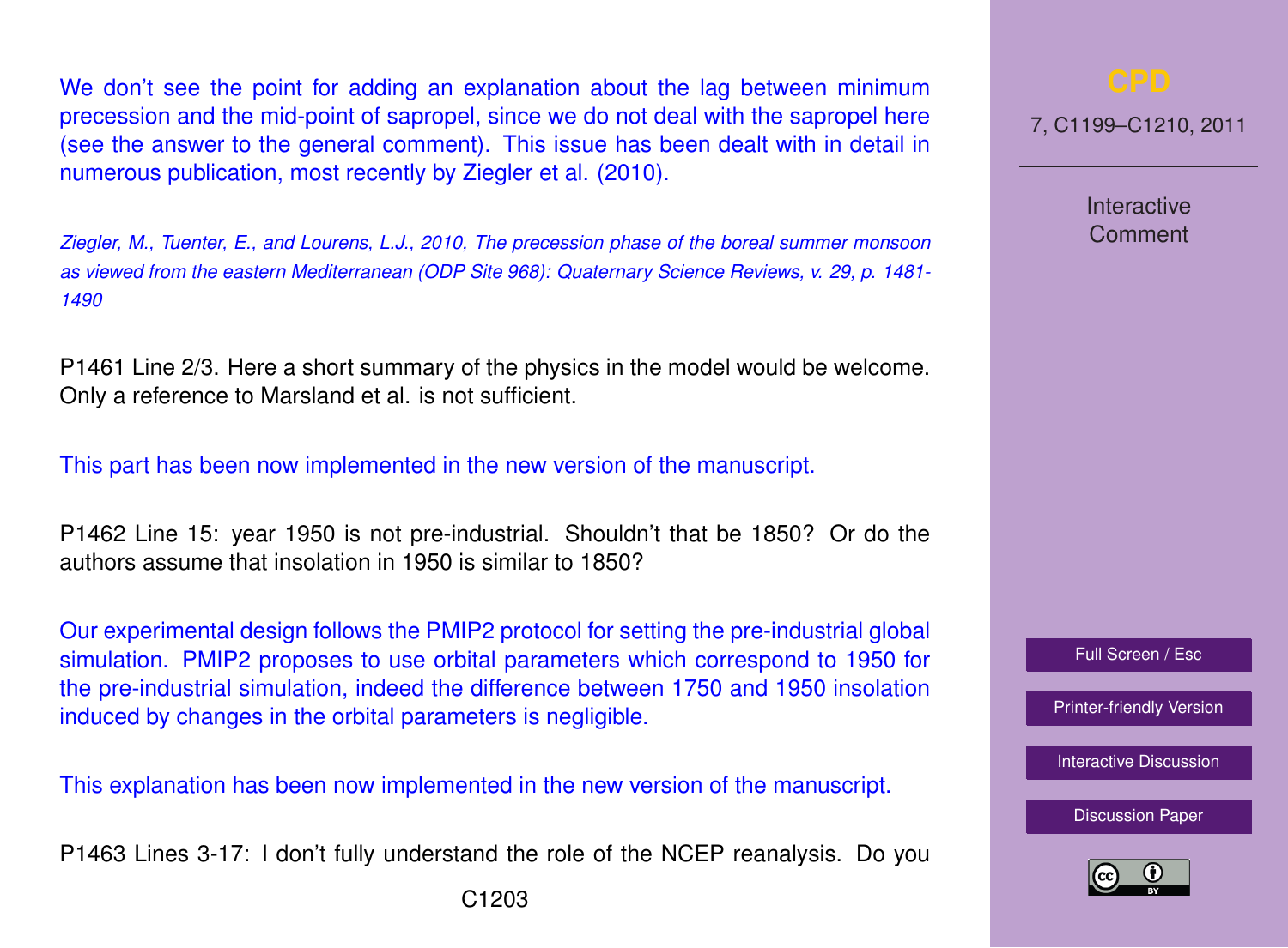We don't see the point for adding an explanation about the lag between minimum precession and the mid-point of sapropel, since we do not deal with the sapropel here (see the answer to the general comment). This issue has been dealt with in detail in numerous publication, most recently by Ziegler et al. (2010).

*Ziegler, M., Tuenter, E., and Lourens, L.J., 2010, The precession phase of the boreal summer monsoon as viewed from the eastern Mediterranean (ODP Site 968): Quaternary Science Reviews, v. 29, p. 1481-1490*

P1461 Line 2/3. Here a short summary of the physics in the model would be welcome. Only a reference to Marsland et al. is not sufficient.

This part has been now implemented in the new version of the manuscript.

P1462 Line 15: year 1950 is not pre-industrial. Shouldn't that be 1850? Or do the authors assume that insolation in 1950 is similar to 1850?

Our experimental design follows the PMIP2 protocol for setting the pre-industrial global simulation. PMIP2 proposes to use orbital parameters which correspond to 1950 for the pre-industrial simulation, indeed the difference between 1750 and 1950 insolation induced by changes in the orbital parameters is negligible.

This explanation has been now implemented in the new version of the manuscript.

P1463 Lines 3-17: I don't fully understand the role of the NCEP reanalysis. Do you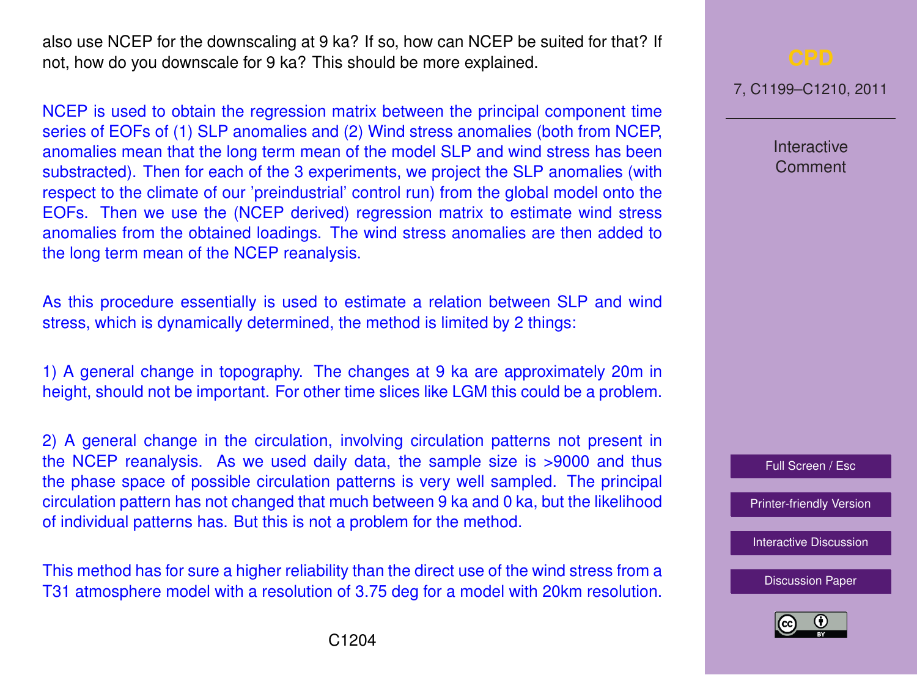also use NCEP for the downscaling at 9 ka? If so, how can NCEP be suited for that? If not, how do you downscale for 9 ka? This should be more explained.

NCEP is used to obtain the regression matrix between the principal component time series of EOFs of (1) SLP anomalies and (2) Wind stress anomalies (both from NCEP, anomalies mean that the long term mean of the model SLP and wind stress has been substracted). Then for each of the 3 experiments, we project the SLP anomalies (with respect to the climate of our 'preindustrial' control run) from the global model onto the EOFs. Then we use the (NCEP derived) regression matrix to estimate wind stress anomalies from the obtained loadings. The wind stress anomalies are then added to the long term mean of the NCEP reanalysis.

As this procedure essentially is used to estimate a relation between SLP and wind stress, which is dynamically determined, the method is limited by 2 things:

1) A general change in topography. The changes at 9 ka are approximately 20m in height, should not be important. For other time slices like LGM this could be a problem.

2) A general change in the circulation, involving circulation patterns not present in the NCEP reanalysis. As we used daily data, the sample size is >9000 and thus the phase space of possible circulation patterns is very well sampled. The principal circulation pattern has not changed that much between 9 ka and 0 ka, but the likelihood of individual patterns has. But this is not a problem for the method.

This method has for sure a higher reliability than the direct use of the wind stress from a T31 atmosphere model with a resolution of 3.75 deg for a model with 20km resolution.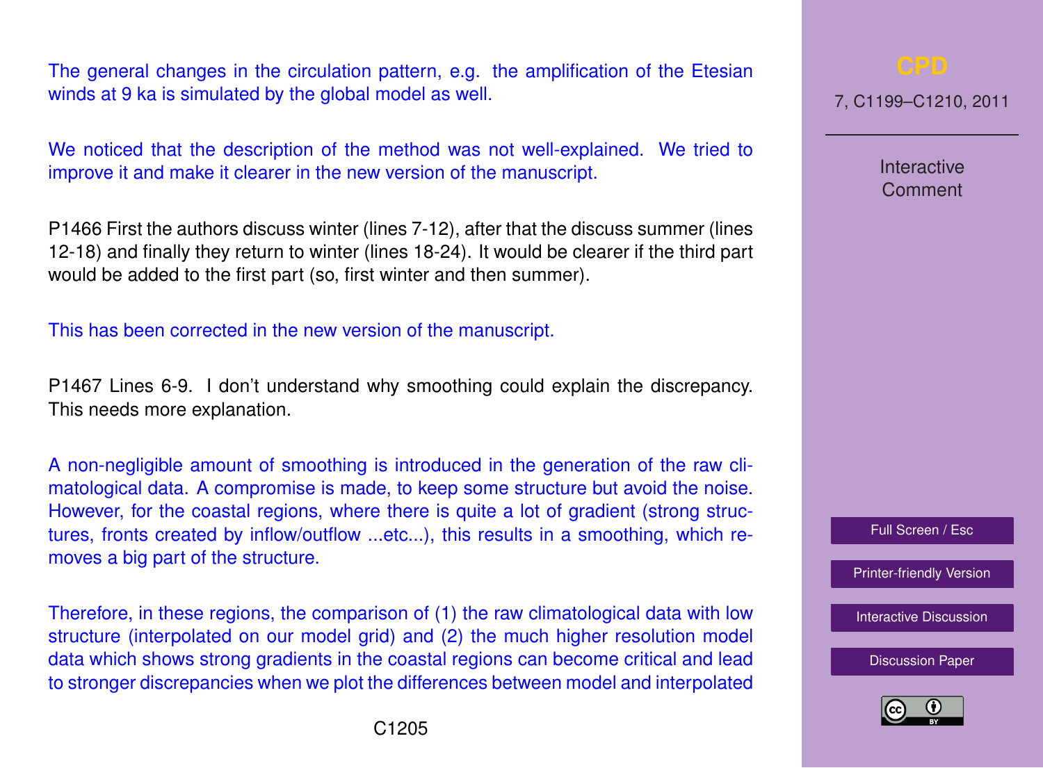The general changes in the circulation pattern, e.g. the amplification of the Etesian winds at 9 ka is simulated by the global model as well.

We noticed that the description of the method was not well-explained. We tried to improve it and make it clearer in the new version of the manuscript.

P1466 First the authors discuss winter (lines 7-12), after that the discuss summer (lines 12-18) and finally they return to winter (lines 18-24). It would be clearer if the third part would be added to the first part (so, first winter and then summer).

This has been corrected in the new version of the manuscript.

P1467 Lines 6-9. I don't understand why smoothing could explain the discrepancy. This needs more explanation.

A non-negligible amount of smoothing is introduced in the generation of the raw climatological data. A compromise is made, to keep some structure but avoid the noise. However, for the coastal regions, where there is quite a lot of gradient (strong structures, fronts created by inflow/outflow ...etc...), this results in a smoothing, which removes a big part of the structure.

Therefore, in these regions, the comparison of (1) the raw climatological data with low structure (interpolated on our model grid) and (2) the much higher resolution model data which shows strong gradients in the coastal regions can become critical and lead to stronger discrepancies when we plot the differences between model and interpolated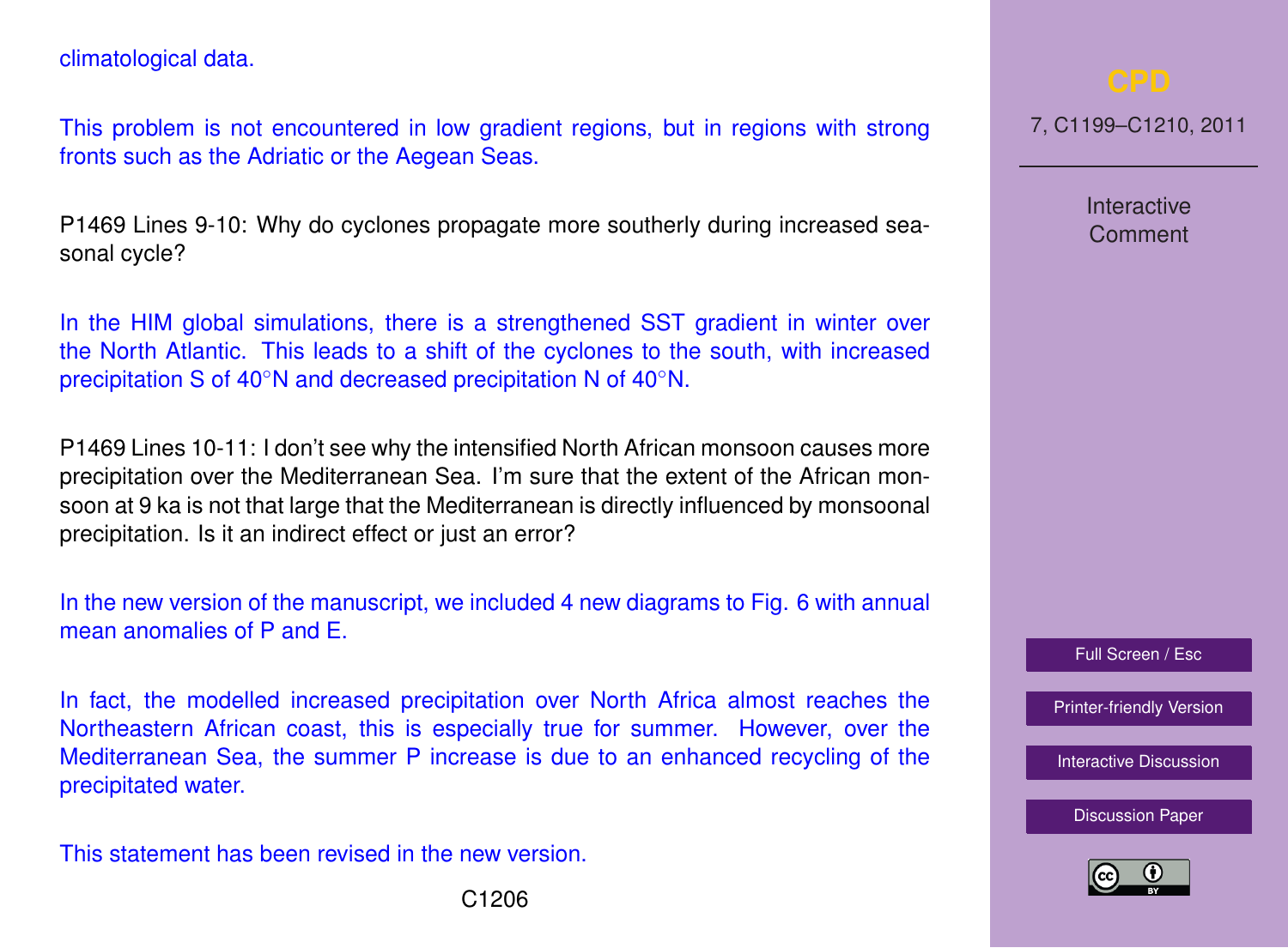climatological data.

This problem is not encountered in low gradient regions, but in regions with strong fronts such as the Adriatic or the Aegean Seas.

P1469 Lines 9-10: Why do cyclones propagate more southerly during increased seasonal cycle?

In the HIM global simulations, there is a strengthened SST gradient in winter over the North Atlantic. This leads to a shift of the cyclones to the south, with increased precipitation S of 40°N and decreased precipitation N of 40°N.

P1469 Lines 10-11: I don't see why the intensified North African monsoon causes more precipitation over the Mediterranean Sea. I'm sure that the extent of the African monsoon at 9 ka is not that large that the Mediterranean is directly influenced by monsoonal precipitation. Is it an indirect effect or just an error?

In the new version of the manuscript, we included 4 new diagrams to Fig. 6 with annual mean anomalies of P and E.

In fact, the modelled increased precipitation over North Africa almost reaches the Northeastern African coast, this is especially true for summer. However, over the Mediterranean Sea, the summer P increase is due to an enhanced recycling of the precipitated water.

This statement has been revised in the new version.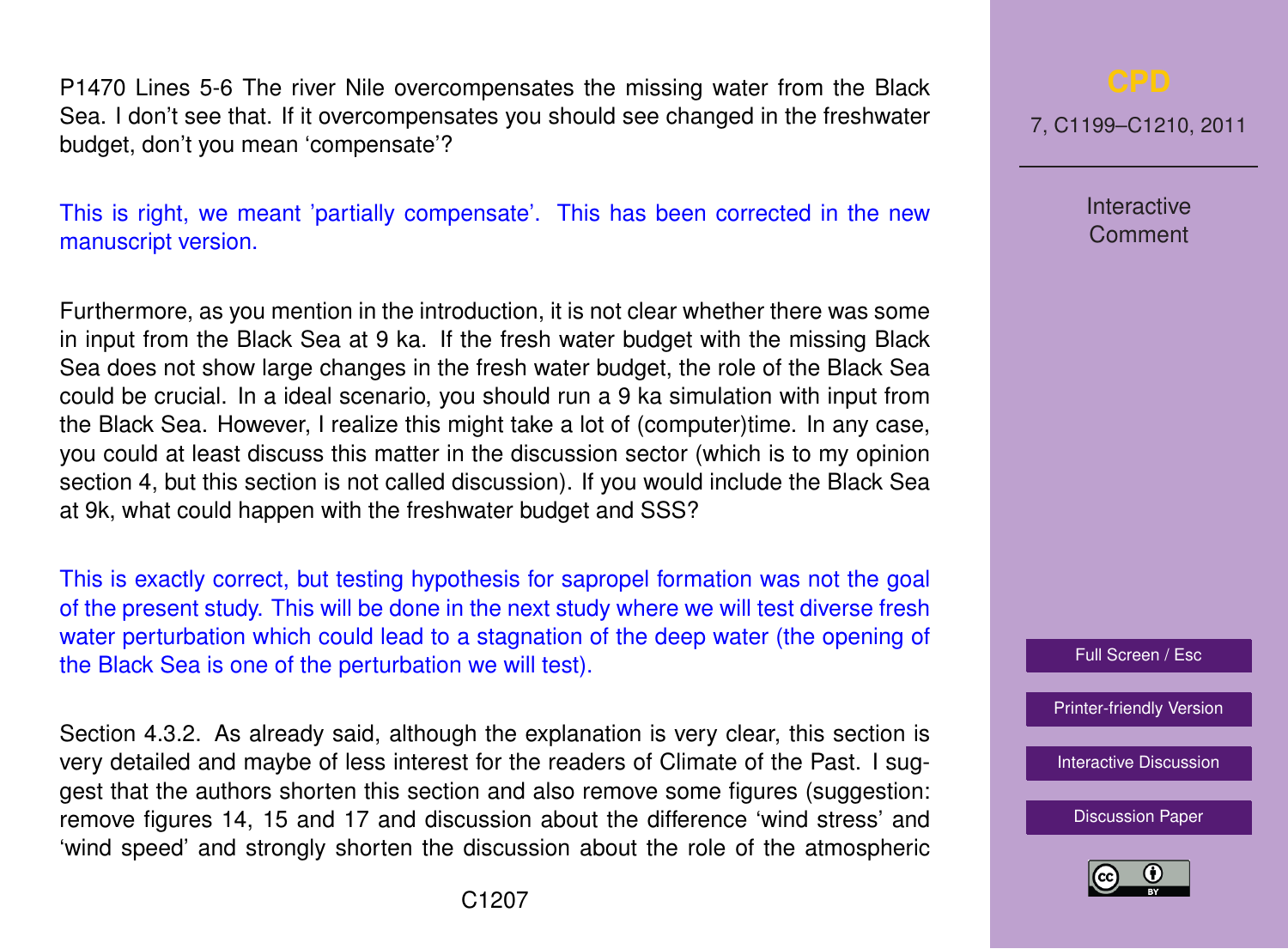P1470 Lines 5-6 The river Nile overcompensates the missing water from the Black Sea. I don't see that. If it overcompensates you should see changed in the freshwater budget, don't you mean 'compensate'?

This is right, we meant 'partially compensate'. This has been corrected in the new manuscript version.

Furthermore, as you mention in the introduction, it is not clear whether there was some in input from the Black Sea at 9 ka. If the fresh water budget with the missing Black Sea does not show large changes in the fresh water budget, the role of the Black Sea could be crucial. In a ideal scenario, you should run a 9 ka simulation with input from the Black Sea. However, I realize this might take a lot of (computer)time. In any case, you could at least discuss this matter in the discussion sector (which is to my opinion section 4, but this section is not called discussion). If you would include the Black Sea at 9k, what could happen with the freshwater budget and SSS?

This is exactly correct, but testing hypothesis for sapropel formation was not the goal of the present study. This will be done in the next study where we will test diverse fresh water perturbation which could lead to a stagnation of the deep water (the opening of the Black Sea is one of the perturbation we will test).

Section 4.3.2. As already said, although the explanation is very clear, this section is very detailed and maybe of less interest for the readers of Climate of the Past. I suggest that the authors shorten this section and also remove some figures (suggestion: remove figures 14, 15 and 17 and discussion about the difference 'wind stress' and 'wind speed' and strongly shorten the discussion about the role of the atmospheric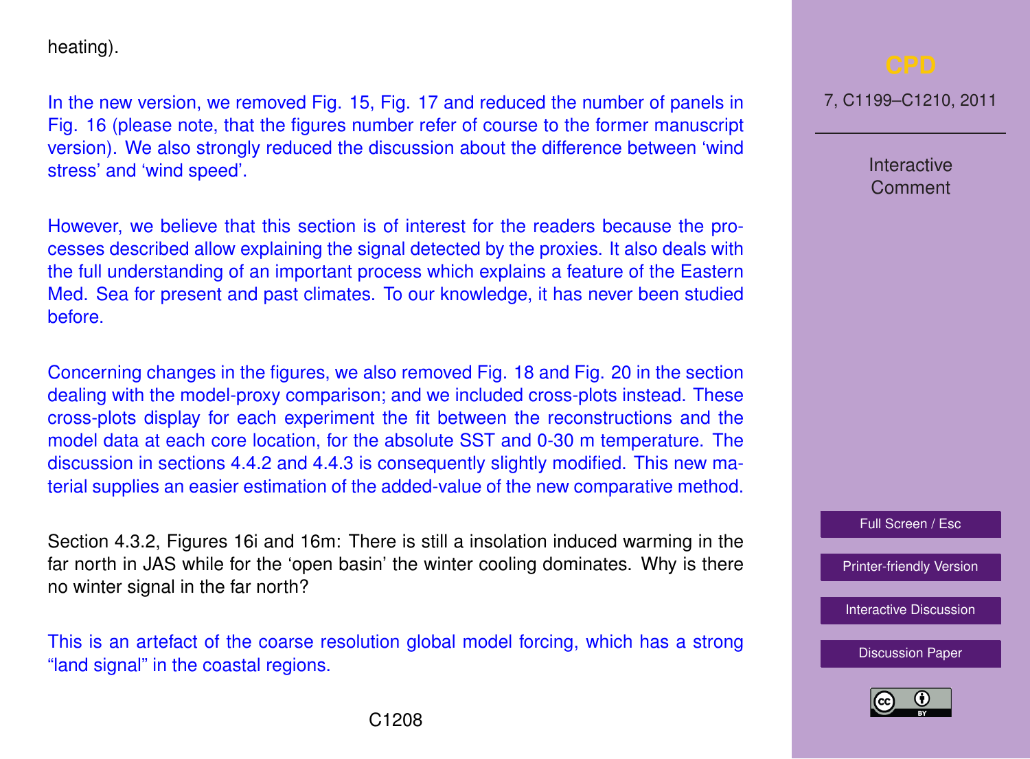heating).

In the new version, we removed Fig. 15, Fig. 17 and reduced the number of panels in Fig. 16 (please note, that the figures number refer of course to the former manuscript version). We also strongly reduced the discussion about the difference between 'wind stress' and 'wind speed'.

However, we believe that this section is of interest for the readers because the processes described allow explaining the signal detected by the proxies. It also deals with the full understanding of an important process which explains a feature of the Eastern Med. Sea for present and past climates. To our knowledge, it has never been studied before.

Concerning changes in the figures, we also removed Fig. 18 and Fig. 20 in the section dealing with the model-proxy comparison; and we included cross-plots instead. These cross-plots display for each experiment the fit between the reconstructions and the model data at each core location, for the absolute SST and 0-30 m temperature. The discussion in sections 4.4.2 and 4.4.3 is consequently slightly modified. This new material supplies an easier estimation of the added-value of the new comparative method.

Section 4.3.2, Figures 16i and 16m: There is still a insolation induced warming in the far north in JAS while for the 'open basin' the winter cooling dominates. Why is there no winter signal in the far north?

This is an artefact of the coarse resolution global model forcing, which has a strong "land signal" in the coastal regions.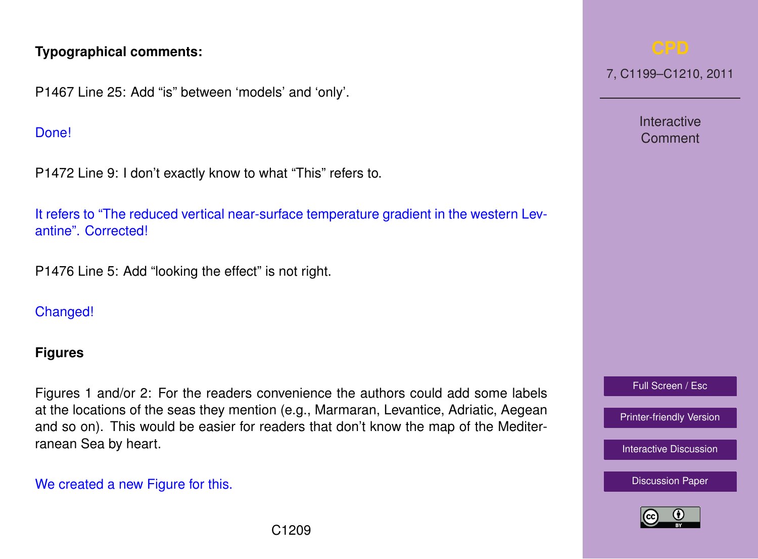**Typographical comments:**

P1467 Line 25: Add “is” between ‘models’ and ‘only’.

Done!

P1472 Line 9: I don’t exactly know to what “This” refers to.

It refers to “The reduced vertical near-surface temperature gradient in the western Levantine”. Corrected!

P1476 Line 5: Add “looking the effect” is not right.

Changed!

**Figures**

Figures 1 and/or 2: For the readers convenience the authors could add some labels at the locations of the seas they mention (e.g., Marmaran, Levantice, Adriatic, Aegean and so on). This would be easier for readers that don’t know the map of the Mediterranean Sea by heart.

We created a new Figure for this.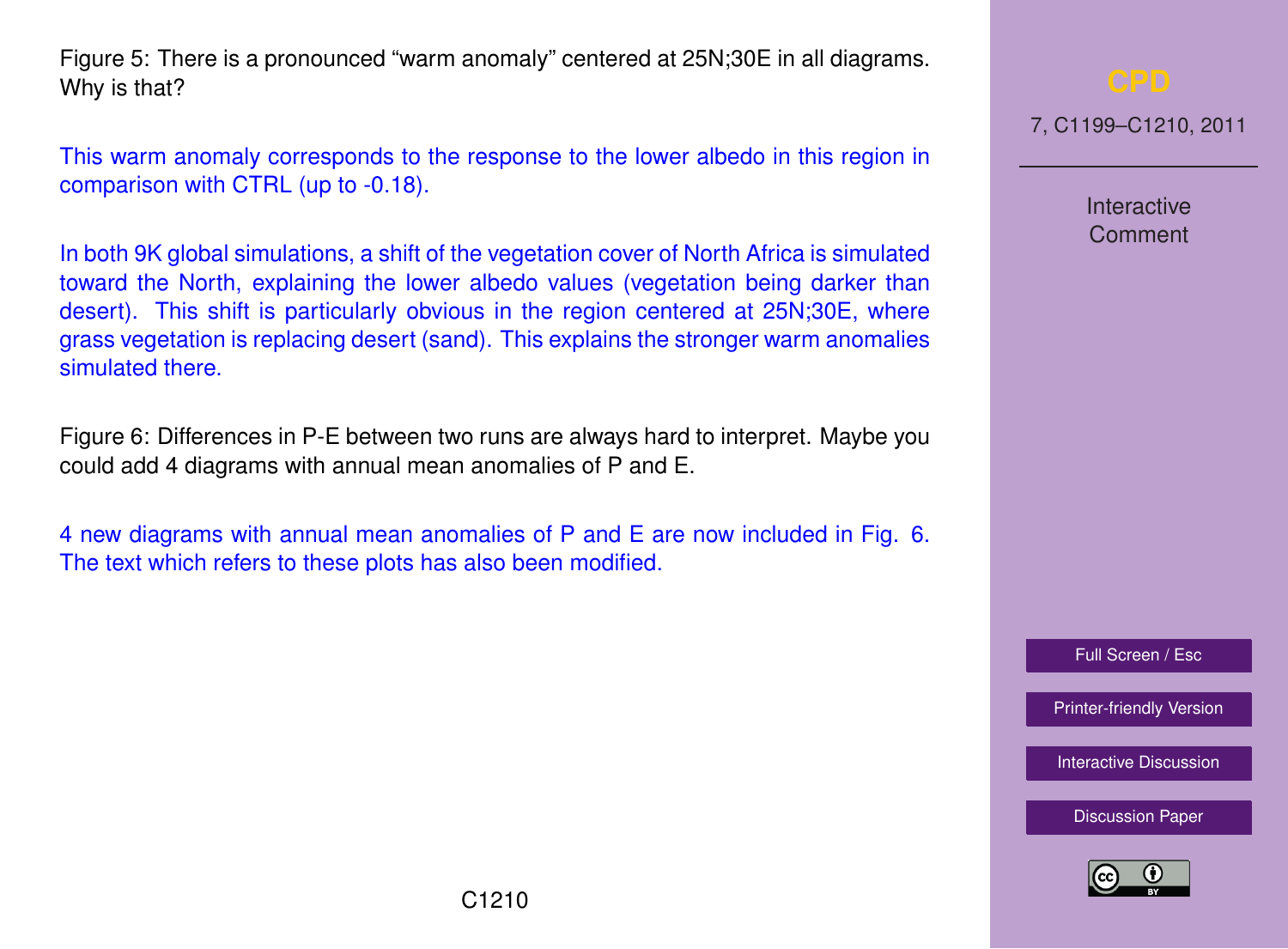Figure 5: There is a pronounced “warm anomaly” centered at 25N;30E in all diagrams. Why is that?

This warm anomaly corresponds to the response to the lower albedo in this region in comparison with CTRL (up to -0.18).

In both 9K global simulations, a shift of the vegetation cover of North Africa is simulated toward the North, explaining the lower albedo values (vegetation being darker than desert). This shift is particularly obvious in the region centered at 25N;30E, where grass vegetation is replacing desert (sand). This explains the stronger warm anomalies simulated there.

Figure 6: Differences in P-E between two runs are always hard to interpret. Maybe you could add 4 diagrams with annual mean anomalies of P and E.

4 new diagrams with annual mean anomalies of P and E are now included in Fig. 6. The text which refers to these plots has also been modified.